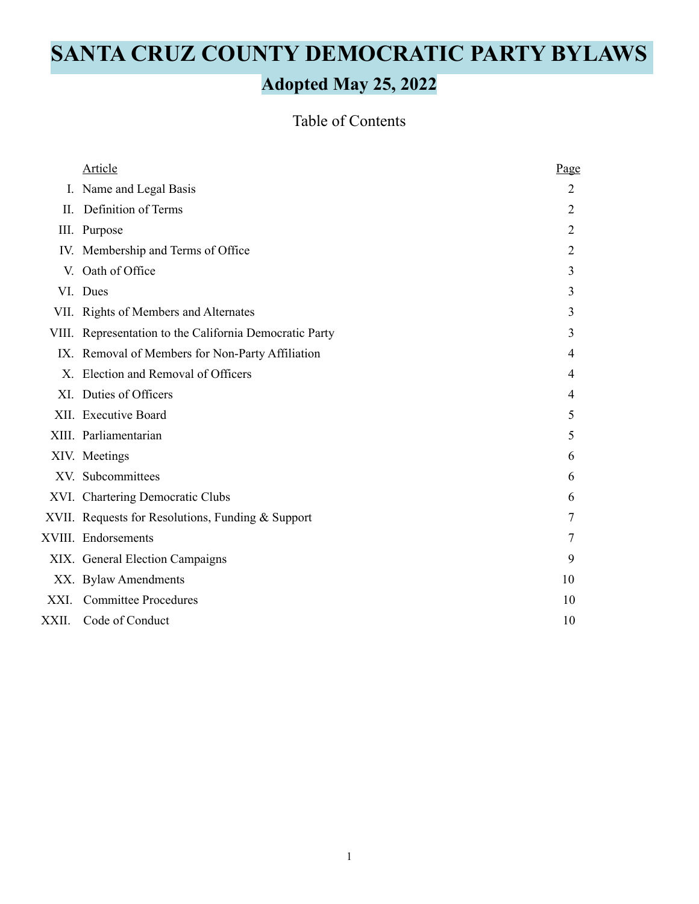# SANTA CRUZ COUNTY DEMOCRATIC PARTY BYLAWS

## Adopted May 25, 2022

### Table of Contents

| | Article | Page |
|---|---|---|
| I. | Name and Legal Basis | 2 |
| II. | Definition of Terms | 2 |
| III. | Purpose | 2 |
| IV. | Membership and Terms of Office | 2 |
| V. | Oath of Office | 3 |
| VI. | Dues | 3 |
| VII. | Rights of Members and Alternates | 3 |
| VIII. | Representation to the California Democratic Party | 3 |
| IX. | Removal of Members for Non-Party Affiliation | 4 |
| X. | Election and Removal of Officers | 4 |
| XI. | Duties of Officers | 4 |
| XII. | Executive Board | 5 |
| XIII. | Parliamentarian | 5 |
| XIV. | Meetings | 6 |
| XV. | Subcommittees | 6 |
| XVI. | Chartering Democratic Clubs | 6 |
| XVII. | Requests for Resolutions, Funding & Support | 7 |
| XVIII. | Endorsements | 7 |
| XIX. | General Election Campaigns | 9 |
| XX. | Bylaw Amendments | 10 |
| XXI. | Committee Procedures | 10 |
| XXII. | Code of Conduct | 10 |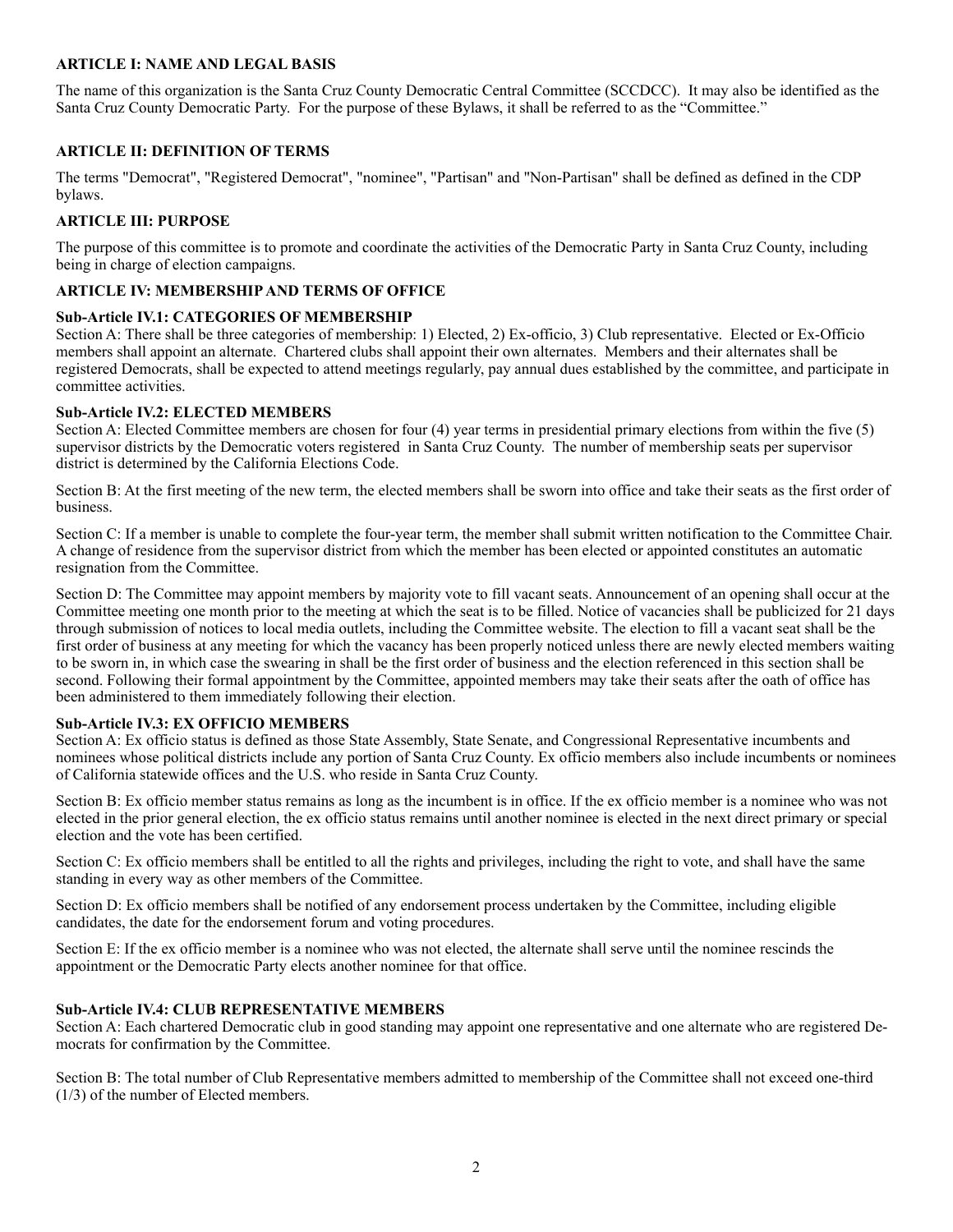## ARTICLE I: NAME AND LEGAL BASIS

The name of this organization is the Santa Cruz County Democratic Central Committee (SCCDCC). It may also be identified as the Santa Cruz County Democratic Party. For the purpose of these Bylaws, it shall be referred to as the "Committee."

## ARTICLE II: DEFINITION OF TERMS

The terms "Democrat", "Registered Democrat", "nominee", "Partisan" and "Non-Partisan" shall be defined as defined in the CDP bylaws.

## ARTICLE III: PURPOSE

The purpose of this committee is to promote and coordinate the activities of the Democratic Party in Santa Cruz County, including being in charge of election campaigns.

## ARTICLE IV: MEMBERSHIP AND TERMS OF OFFICE

### Sub-Article IV.1: CATEGORIES OF MEMBERSHIP

Section A: There shall be three categories of membership: 1) Elected, 2) Ex-officio, 3) Club representative. Elected or Ex-Officio members shall appoint an alternate. Chartered clubs shall appoint their own alternates. Members and their alternates shall be registered Democrats, shall be expected to attend meetings regularly, pay annual dues established by the committee, and participate in committee activities.

### Sub-Article IV.2: ELECTED MEMBERS

Section A: Elected Committee members are chosen for four (4) year terms in presidential primary elections from within the five (5) supervisor districts by the Democratic voters registered in Santa Cruz County. The number of membership seats per supervisor district is determined by the California Elections Code.

Section B: At the first meeting of the new term, the elected members shall be sworn into office and take their seats as the first order of business.

Section C: If a member is unable to complete the four-year term, the member shall submit written notification to the Committee Chair. A change of residence from the supervisor district from which the member has been elected or appointed constitutes an automatic resignation from the Committee.

Section D: The Committee may appoint members by majority vote to fill vacant seats. Announcement of an opening shall occur at the Committee meeting one month prior to the meeting at which the seat is to be filled. Notice of vacancies shall be publicized for 21 days through submission of notices to local media outlets, including the Committee website. The election to fill a vacant seat shall be the first order of business at any meeting for which the vacancy has been properly noticed unless there are newly elected members waiting to be sworn in, in which case the swearing in shall be the first order of business and the election referenced in this section shall be second. Following their formal appointment by the Committee, appointed members may take their seats after the oath of office has been administered to them immediately following their election.

### Sub-Article IV.3: EX OFFICIO MEMBERS

Section A: Ex officio status is defined as those State Assembly, State Senate, and Congressional Representative incumbents and nominees whose political districts include any portion of Santa Cruz County. Ex officio members also include incumbents or nominees of California statewide offices and the U.S. who reside in Santa Cruz County.

Section B: Ex officio member status remains as long as the incumbent is in office. If the ex officio member is a nominee who was not elected in the prior general election, the ex officio status remains until another nominee is elected in the next direct primary or special election and the vote has been certified.

Section C: Ex officio members shall be entitled to all the rights and privileges, including the right to vote, and shall have the same standing in every way as other members of the Committee.

Section D: Ex officio members shall be notified of any endorsement process undertaken by the Committee, including eligible candidates, the date for the endorsement forum and voting procedures.

Section E: If the ex officio member is a nominee who was not elected, the alternate shall serve until the nominee rescinds the appointment or the Democratic Party elects another nominee for that office.

### Sub-Article IV.4: CLUB REPRESENTATIVE MEMBERS

Section A: Each chartered Democratic club in good standing may appoint one representative and one alternate who are registered Democrats for confirmation by the Committee.

Section B: The total number of Club Representative members admitted to membership of the Committee shall not exceed one-third (1/3) of the number of Elected members.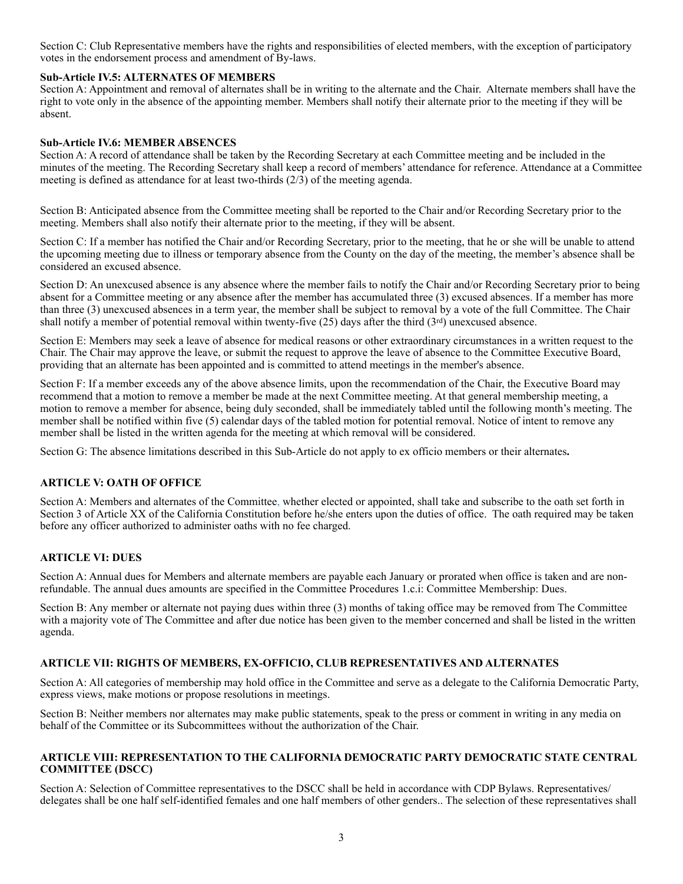Section C: Club Representative members have the rights and responsibilities of elected members, with the exception of participatory votes in the endorsement process and amendment of By-laws.

**Sub-Article IV.5: ALTERNATES OF MEMBERS**

Section A: Appointment and removal of alternates shall be in writing to the alternate and the Chair. Alternate members shall have the right to vote only in the absence of the appointing member. Members shall notify their alternate prior to the meeting if they will be absent.

**Sub-Article IV.6: MEMBER ABSENCES**

Section A: A record of attendance shall be taken by the Recording Secretary at each Committee meeting and be included in the minutes of the meeting. The Recording Secretary shall keep a record of members' attendance for reference. Attendance at a Committee meeting is defined as attendance for at least two-thirds (2/3) of the meeting agenda.

Section B: Anticipated absence from the Committee meeting shall be reported to the Chair and/or Recording Secretary prior to the meeting. Members shall also notify their alternate prior to the meeting, if they will be absent.

Section C: If a member has notified the Chair and/or Recording Secretary, prior to the meeting, that he or she will be unable to attend the upcoming meeting due to illness or temporary absence from the County on the day of the meeting, the member's absence shall be considered an excused absence.

Section D: An unexcused absence is any absence where the member fails to notify the Chair and/or Recording Secretary prior to being absent for a Committee meeting or any absence after the member has accumulated three (3) excused absences. If a member has more than three (3) unexcused absences in a term year, the member shall be subject to removal by a vote of the full Committee. The Chair shall notify a member of potential removal within twenty-five (25) days after the third (3rd) unexcused absence.

Section E: Members may seek a leave of absence for medical reasons or other extraordinary circumstances in a written request to the Chair. The Chair may approve the leave, or submit the request to approve the leave of absence to the Committee Executive Board, providing that an alternate has been appointed and is committed to attend meetings in the member's absence.

Section F: If a member exceeds any of the above absence limits, upon the recommendation of the Chair, the Executive Board may recommend that a motion to remove a member be made at the next Committee meeting. At that general membership meeting, a motion to remove a member for absence, being duly seconded, shall be immediately tabled until the following month's meeting. The member shall be notified within five (5) calendar days of the tabled motion for potential removal. Notice of intent to remove any member shall be listed in the written agenda for the meeting at which removal will be considered.

Section G: The absence limitations described in this Sub-Article do not apply to ex officio members or their alternates**.**

## ARTICLE V: OATH OF OFFICE

Section A: Members and alternates of the Committee, whether elected or appointed, shall take and subscribe to the oath set forth in Section 3 of Article XX of the California Constitution before he/she enters upon the duties of office. The oath required may be taken before any officer authorized to administer oaths with no fee charged.

## ARTICLE VI: DUES

Section A: Annual dues for Members and alternate members are payable each January or prorated when office is taken and are non-refundable. The annual dues amounts are specified in the Committee Procedures 1.c.i: Committee Membership: Dues.

Section B: Any member or alternate not paying dues within three (3) months of taking office may be removed from The Committee with a majority vote of The Committee and after due notice has been given to the member concerned and shall be listed in the written agenda.

## ARTICLE VII: RIGHTS OF MEMBERS, EX-OFFICIO, CLUB REPRESENTATIVES AND ALTERNATES

Section A: All categories of membership may hold office in the Committee and serve as a delegate to the California Democratic Party, express views, make motions or propose resolutions in meetings.

Section B: Neither members nor alternates may make public statements, speak to the press or comment in writing in any media on behalf of the Committee or its Subcommittees without the authorization of the Chair.

## ARTICLE VIII: REPRESENTATION TO THE CALIFORNIA DEMOCRATIC PARTY DEMOCRATIC STATE CENTRAL COMMITTEE (DSCC)

Section A: Selection of Committee representatives to the DSCC shall be held in accordance with CDP Bylaws. Representatives/ delegates shall be one half self-identified females and one half members of other genders.. The selection of these representatives shall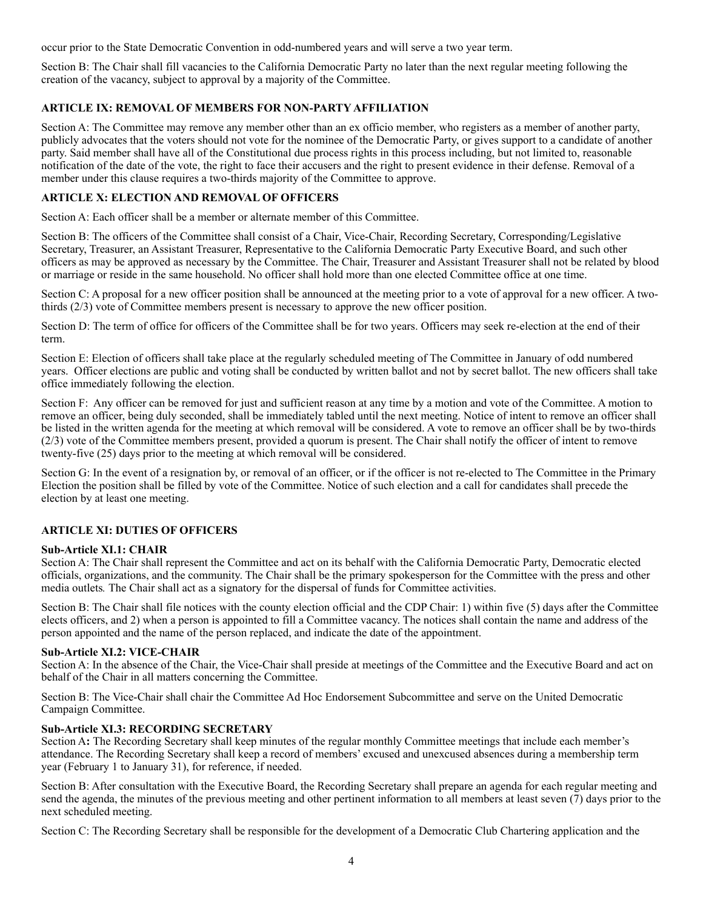occur prior to the State Democratic Convention in odd-numbered years and will serve a two year term.

Section B: The Chair shall fill vacancies to the California Democratic Party no later than the next regular meeting following the creation of the vacancy, subject to approval by a majority of the Committee.

## ARTICLE IX: REMOVAL OF MEMBERS FOR NON-PARTY AFFILIATION

Section A: The Committee may remove any member other than an ex officio member, who registers as a member of another party, publicly advocates that the voters should not vote for the nominee of the Democratic Party, or gives support to a candidate of another party. Said member shall have all of the Constitutional due process rights in this process including, but not limited to, reasonable notification of the date of the vote, the right to face their accusers and the right to present evidence in their defense. Removal of a member under this clause requires a two-thirds majority of the Committee to approve.

## ARTICLE X: ELECTION AND REMOVAL OF OFFICERS

Section A: Each officer shall be a member or alternate member of this Committee.

Section B: The officers of the Committee shall consist of a Chair, Vice-Chair, Recording Secretary, Corresponding/Legislative Secretary, Treasurer, an Assistant Treasurer, Representative to the California Democratic Party Executive Board, and such other officers as may be approved as necessary by the Committee. The Chair, Treasurer and Assistant Treasurer shall not be related by blood or marriage or reside in the same household. No officer shall hold more than one elected Committee office at one time.

Section C: A proposal for a new officer position shall be announced at the meeting prior to a vote of approval for a new officer. A two-thirds (2/3) vote of Committee members present is necessary to approve the new officer position.

Section D: The term of office for officers of the Committee shall be for two years. Officers may seek re-election at the end of their term.

Section E: Election of officers shall take place at the regularly scheduled meeting of The Committee in January of odd numbered years. Officer elections are public and voting shall be conducted by written ballot and not by secret ballot. The new officers shall take office immediately following the election.

Section F: Any officer can be removed for just and sufficient reason at any time by a motion and vote of the Committee. A motion to remove an officer, being duly seconded, shall be immediately tabled until the next meeting. Notice of intent to remove an officer shall be listed in the written agenda for the meeting at which removal will be considered. A vote to remove an officer shall be by two-thirds (2/3) vote of the Committee members present, provided a quorum is present. The Chair shall notify the officer of intent to remove twenty-five (25) days prior to the meeting at which removal will be considered.

Section G: In the event of a resignation by, or removal of an officer, or if the officer is not re-elected to The Committee in the Primary Election the position shall be filled by vote of the Committee. Notice of such election and a call for candidates shall precede the election by at least one meeting.

## ARTICLE XI: DUTIES OF OFFICERS

### Sub-Article XI.1: CHAIR

Section A: The Chair shall represent the Committee and act on its behalf with the California Democratic Party, Democratic elected officials, organizations, and the community. The Chair shall be the primary spokesperson for the Committee with the press and other media outlets. The Chair shall act as a signatory for the dispersal of funds for Committee activities.

Section B: The Chair shall file notices with the county election official and the CDP Chair: 1) within five (5) days after the Committee elects officers, and 2) when a person is appointed to fill a Committee vacancy. The notices shall contain the name and address of the person appointed and the name of the person replaced, and indicate the date of the appointment.

### Sub-Article XI.2: VICE-CHAIR

Section A: In the absence of the Chair, the Vice-Chair shall preside at meetings of the Committee and the Executive Board and act on behalf of the Chair in all matters concerning the Committee.

Section B: The Vice-Chair shall chair the Committee Ad Hoc Endorsement Subcommittee and serve on the United Democratic Campaign Committee.

### Sub-Article XI.3: RECORDING SECRETARY

Section A: The Recording Secretary shall keep minutes of the regular monthly Committee meetings that include each member's attendance. The Recording Secretary shall keep a record of members' excused and unexcused absences during a membership term year (February 1 to January 31), for reference, if needed.

Section B: After consultation with the Executive Board, the Recording Secretary shall prepare an agenda for each regular meeting and send the agenda, the minutes of the previous meeting and other pertinent information to all members at least seven (7) days prior to the next scheduled meeting.

Section C: The Recording Secretary shall be responsible for the development of a Democratic Club Chartering application and the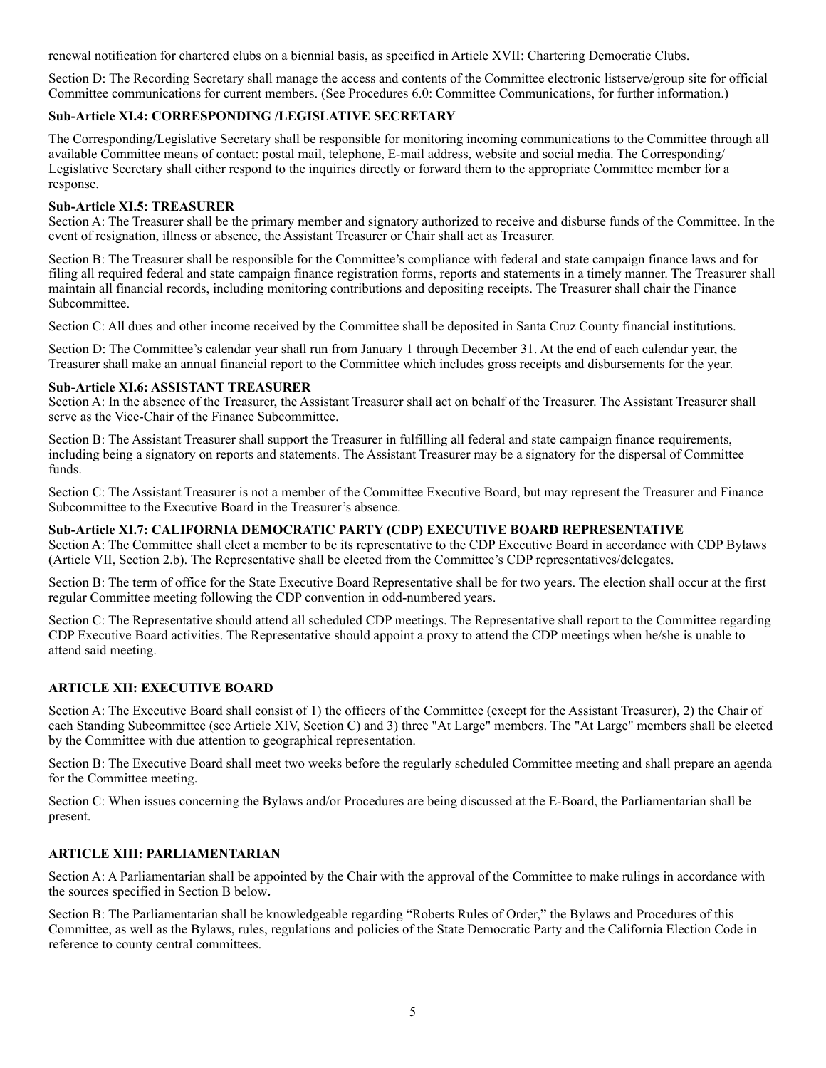renewal notification for chartered clubs on a biennial basis, as specified in Article XVII: Chartering Democratic Clubs.

Section D: The Recording Secretary shall manage the access and contents of the Committee electronic listserve/group site for official Committee communications for current members. (See Procedures 6.0: Committee Communications, for further information.)

### Sub-Article XI.4: CORRESPONDING /LEGISLATIVE SECRETARY

The Corresponding/Legislative Secretary shall be responsible for monitoring incoming communications to the Committee through all available Committee means of contact: postal mail, telephone, E-mail address, website and social media. The Corresponding/ Legislative Secretary shall either respond to the inquiries directly or forward them to the appropriate Committee member for a response.

### Sub-Article XI.5: TREASURER

Section A: The Treasurer shall be the primary member and signatory authorized to receive and disburse funds of the Committee. In the event of resignation, illness or absence, the Assistant Treasurer or Chair shall act as Treasurer.

Section B: The Treasurer shall be responsible for the Committee's compliance with federal and state campaign finance laws and for filing all required federal and state campaign finance registration forms, reports and statements in a timely manner. The Treasurer shall maintain all financial records, including monitoring contributions and depositing receipts. The Treasurer shall chair the Finance Subcommittee.

Section C: All dues and other income received by the Committee shall be deposited in Santa Cruz County financial institutions.

Section D: The Committee's calendar year shall run from January 1 through December 31. At the end of each calendar year, the Treasurer shall make an annual financial report to the Committee which includes gross receipts and disbursements for the year.

### Sub-Article XI.6: ASSISTANT TREASURER

Section A: In the absence of the Treasurer, the Assistant Treasurer shall act on behalf of the Treasurer. The Assistant Treasurer shall serve as the Vice-Chair of the Finance Subcommittee.

Section B: The Assistant Treasurer shall support the Treasurer in fulfilling all federal and state campaign finance requirements, including being a signatory on reports and statements. The Assistant Treasurer may be a signatory for the dispersal of Committee funds.

Section C: The Assistant Treasurer is not a member of the Committee Executive Board, but may represent the Treasurer and Finance Subcommittee to the Executive Board in the Treasurer's absence.

### Sub-Article XI.7: CALIFORNIA DEMOCRATIC PARTY (CDP) EXECUTIVE BOARD REPRESENTATIVE

Section A: The Committee shall elect a member to be its representative to the CDP Executive Board in accordance with CDP Bylaws (Article VII, Section 2.b). The Representative shall be elected from the Committee's CDP representatives/delegates.

Section B: The term of office for the State Executive Board Representative shall be for two years. The election shall occur at the first regular Committee meeting following the CDP convention in odd-numbered years.

Section C: The Representative should attend all scheduled CDP meetings. The Representative shall report to the Committee regarding CDP Executive Board activities. The Representative should appoint a proxy to attend the CDP meetings when he/she is unable to attend said meeting.

## ARTICLE XII: EXECUTIVE BOARD

Section A: The Executive Board shall consist of 1) the officers of the Committee (except for the Assistant Treasurer), 2) the Chair of each Standing Subcommittee (see Article XIV, Section C) and 3) three "At Large" members. The "At Large" members shall be elected by the Committee with due attention to geographical representation.

Section B: The Executive Board shall meet two weeks before the regularly scheduled Committee meeting and shall prepare an agenda for the Committee meeting.

Section C: When issues concerning the Bylaws and/or Procedures are being discussed at the E-Board, the Parliamentarian shall be present.

## ARTICLE XIII: PARLIAMENTARIAN

Section A: A Parliamentarian shall be appointed by the Chair with the approval of the Committee to make rulings in accordance with the sources specified in Section B below**.**

Section B: The Parliamentarian shall be knowledgeable regarding "Roberts Rules of Order," the Bylaws and Procedures of this Committee, as well as the Bylaws, rules, regulations and policies of the State Democratic Party and the California Election Code in reference to county central committees.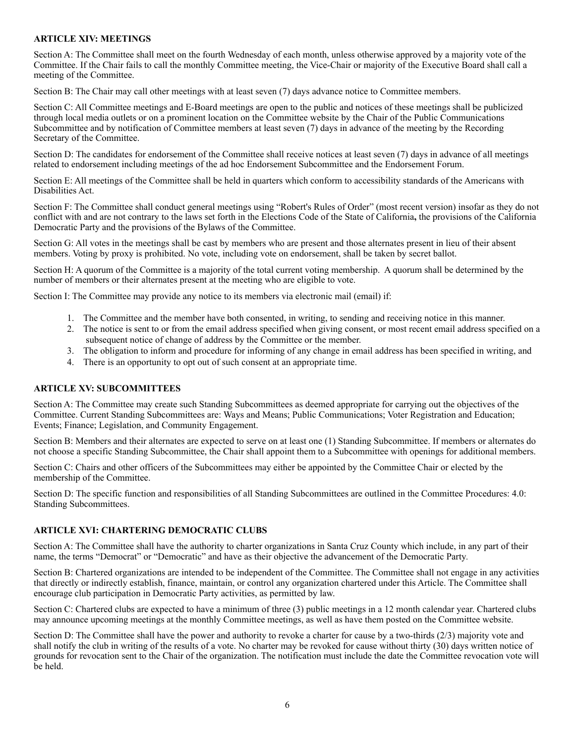**ARTICLE XIV: MEETINGS**

Section A: The Committee shall meet on the fourth Wednesday of each month, unless otherwise approved by a majority vote of the Committee. If the Chair fails to call the monthly Committee meeting, the Vice-Chair or majority of the Executive Board shall call a meeting of the Committee.

Section B: The Chair may call other meetings with at least seven (7) days advance notice to Committee members.

Section C: All Committee meetings and E-Board meetings are open to the public and notices of these meetings shall be publicized through local media outlets or on a prominent location on the Committee website by the Chair of the Public Communications Subcommittee and by notification of Committee members at least seven (7) days in advance of the meeting by the Recording Secretary of the Committee.

Section D: The candidates for endorsement of the Committee shall receive notices at least seven (7) days in advance of all meetings related to endorsement including meetings of the ad hoc Endorsement Subcommittee and the Endorsement Forum.

Section E: All meetings of the Committee shall be held in quarters which conform to accessibility standards of the Americans with Disabilities Act.

Section F: The Committee shall conduct general meetings using "Robert's Rules of Order" (most recent version) insofar as they do not conflict with and are not contrary to the laws set forth in the Elections Code of the State of California**,** the provisions of the California Democratic Party and the provisions of the Bylaws of the Committee.

Section G: All votes in the meetings shall be cast by members who are present and those alternates present in lieu of their absent members. Voting by proxy is prohibited. No vote, including vote on endorsement, shall be taken by secret ballot.

Section H: A quorum of the Committee is a majority of the total current voting membership. A quorum shall be determined by the number of members or their alternates present at the meeting who are eligible to vote.

Section I: The Committee may provide any notice to its members via electronic mail (email) if:

1. The Committee and the member have both consented, in writing, to sending and receiving notice in this manner.
2. The notice is sent to or from the email address specified when giving consent, or most recent email address specified on a subsequent notice of change of address by the Committee or the member.
3. The obligation to inform and procedure for informing of any change in email address has been specified in writing, and
4. There is an opportunity to opt out of such consent at an appropriate time.

**ARTICLE XV: SUBCOMMITTEES**

Section A: The Committee may create such Standing Subcommittees as deemed appropriate for carrying out the objectives of the Committee. Current Standing Subcommittees are: Ways and Means; Public Communications; Voter Registration and Education; Events; Finance; Legislation, and Community Engagement.

Section B: Members and their alternates are expected to serve on at least one (1) Standing Subcommittee. If members or alternates do not choose a specific Standing Subcommittee, the Chair shall appoint them to a Subcommittee with openings for additional members.

Section C: Chairs and other officers of the Subcommittees may either be appointed by the Committee Chair or elected by the membership of the Committee.

Section D: The specific function and responsibilities of all Standing Subcommittees are outlined in the Committee Procedures: 4.0: Standing Subcommittees.

**ARTICLE XVI: CHARTERING DEMOCRATIC CLUBS**

Section A: The Committee shall have the authority to charter organizations in Santa Cruz County which include, in any part of their name, the terms "Democrat" or "Democratic" and have as their objective the advancement of the Democratic Party.

Section B: Chartered organizations are intended to be independent of the Committee. The Committee shall not engage in any activities that directly or indirectly establish, finance, maintain, or control any organization chartered under this Article. The Committee shall encourage club participation in Democratic Party activities, as permitted by law.

Section C: Chartered clubs are expected to have a minimum of three (3) public meetings in a 12 month calendar year. Chartered clubs may announce upcoming meetings at the monthly Committee meetings, as well as have them posted on the Committee website.

Section D: The Committee shall have the power and authority to revoke a charter for cause by a two-thirds (2/3) majority vote and shall notify the club in writing of the results of a vote. No charter may be revoked for cause without thirty (30) days written notice of grounds for revocation sent to the Chair of the organization. The notification must include the date the Committee revocation vote will be held.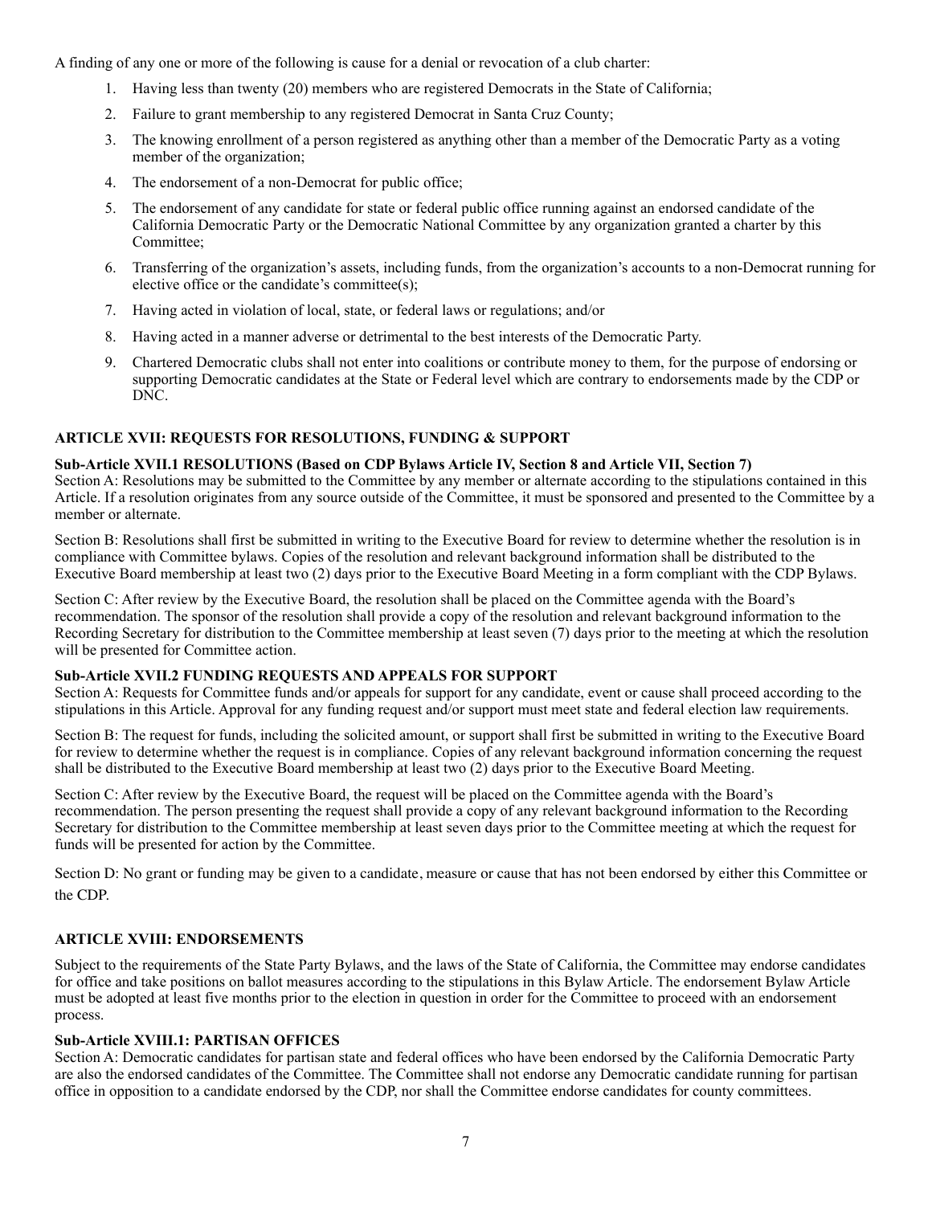A finding of any one or more of the following is cause for a denial or revocation of a club charter:

1. Having less than twenty (20) members who are registered Democrats in the State of California;
2. Failure to grant membership to any registered Democrat in Santa Cruz County;
3. The knowing enrollment of a person registered as anything other than a member of the Democratic Party as a voting member of the organization;
4. The endorsement of a non-Democrat for public office;
5. The endorsement of any candidate for state or federal public office running against an endorsed candidate of the California Democratic Party or the Democratic National Committee by any organization granted a charter by this Committee;
6. Transferring of the organization's assets, including funds, from the organization's accounts to a non-Democrat running for elective office or the candidate's committee(s);
7. Having acted in violation of local, state, or federal laws or regulations; and/or
8. Having acted in a manner adverse or detrimental to the best interests of the Democratic Party.
9. Chartered Democratic clubs shall not enter into coalitions or contribute money to them, for the purpose of endorsing or supporting Democratic candidates at the State or Federal level which are contrary to endorsements made by the CDP or DNC.

## ARTICLE XVII: REQUESTS FOR RESOLUTIONS, FUNDING & SUPPORT

### Sub-Article XVII.1 RESOLUTIONS (Based on CDP Bylaws Article IV, Section 8 and Article VII, Section 7)

Section A: Resolutions may be submitted to the Committee by any member or alternate according to the stipulations contained in this Article. If a resolution originates from any source outside of the Committee, it must be sponsored and presented to the Committee by a member or alternate.

Section B: Resolutions shall first be submitted in writing to the Executive Board for review to determine whether the resolution is in compliance with Committee bylaws. Copies of the resolution and relevant background information shall be distributed to the Executive Board membership at least two (2) days prior to the Executive Board Meeting in a form compliant with the CDP Bylaws.

Section C: After review by the Executive Board, the resolution shall be placed on the Committee agenda with the Board's recommendation. The sponsor of the resolution shall provide a copy of the resolution and relevant background information to the Recording Secretary for distribution to the Committee membership at least seven (7) days prior to the meeting at which the resolution will be presented for Committee action.

### Sub-Article XVII.2 FUNDING REQUESTS AND APPEALS FOR SUPPORT

Section A: Requests for Committee funds and/or appeals for support for any candidate, event or cause shall proceed according to the stipulations in this Article. Approval for any funding request and/or support must meet state and federal election law requirements.

Section B: The request for funds, including the solicited amount, or support shall first be submitted in writing to the Executive Board for review to determine whether the request is in compliance. Copies of any relevant background information concerning the request shall be distributed to the Executive Board membership at least two (2) days prior to the Executive Board Meeting.

Section C: After review by the Executive Board, the request will be placed on the Committee agenda with the Board's recommendation. The person presenting the request shall provide a copy of any relevant background information to the Recording Secretary for distribution to the Committee membership at least seven days prior to the Committee meeting at which the request for funds will be presented for action by the Committee.

Section D: No grant or funding may be given to a candidate, measure or cause that has not been endorsed by either this Committee or the CDP.

## ARTICLE XVIII: ENDORSEMENTS

Subject to the requirements of the State Party Bylaws, and the laws of the State of California, the Committee may endorse candidates for office and take positions on ballot measures according to the stipulations in this Bylaw Article. The endorsement Bylaw Article must be adopted at least five months prior to the election in question in order for the Committee to proceed with an endorsement process.

### Sub-Article XVIII.1: PARTISAN OFFICES

Section A: Democratic candidates for partisan state and federal offices who have been endorsed by the California Democratic Party are also the endorsed candidates of the Committee. The Committee shall not endorse any Democratic candidate running for partisan office in opposition to a candidate endorsed by the CDP, nor shall the Committee endorse candidates for county committees.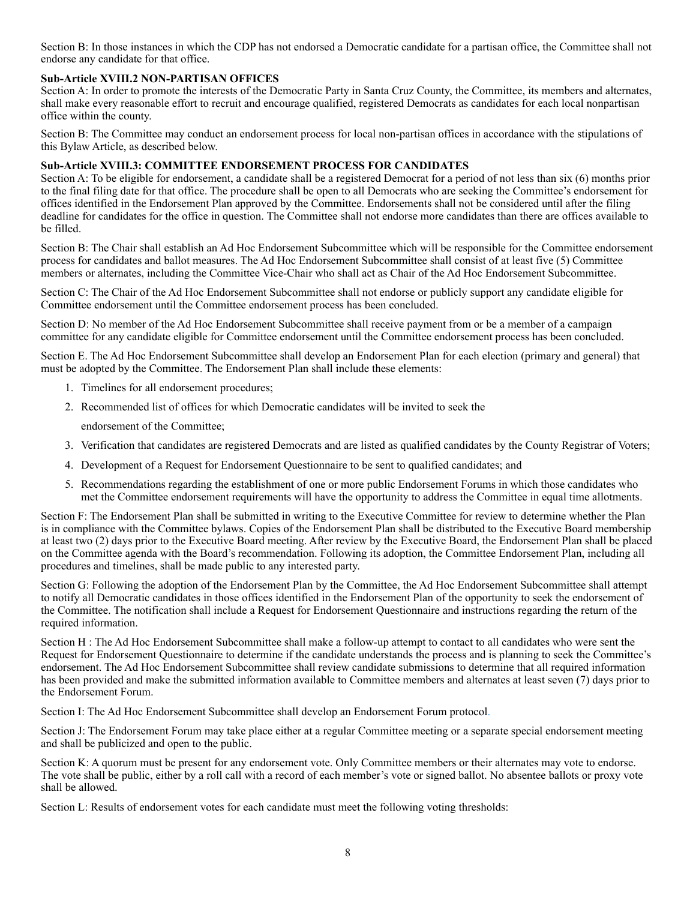Section B: In those instances in which the CDP has not endorsed a Democratic candidate for a partisan office, the Committee shall not endorse any candidate for that office.

**Sub-Article XVIII.2 NON-PARTISAN OFFICES**

Section A: In order to promote the interests of the Democratic Party in Santa Cruz County, the Committee, its members and alternates, shall make every reasonable effort to recruit and encourage qualified, registered Democrats as candidates for each local nonpartisan office within the county.

Section B: The Committee may conduct an endorsement process for local non-partisan offices in accordance with the stipulations of this Bylaw Article, as described below.

**Sub-Article XVIII.3: COMMITTEE ENDORSEMENT PROCESS FOR CANDIDATES**

Section A: To be eligible for endorsement, a candidate shall be a registered Democrat for a period of not less than six (6) months prior to the final filing date for that office. The procedure shall be open to all Democrats who are seeking the Committee's endorsement for offices identified in the Endorsement Plan approved by the Committee. Endorsements shall not be considered until after the filing deadline for candidates for the office in question. The Committee shall not endorse more candidates than there are offices available to be filled.

Section B: The Chair shall establish an Ad Hoc Endorsement Subcommittee which will be responsible for the Committee endorsement process for candidates and ballot measures. The Ad Hoc Endorsement Subcommittee shall consist of at least five (5) Committee members or alternates, including the Committee Vice-Chair who shall act as Chair of the Ad Hoc Endorsement Subcommittee.

Section C: The Chair of the Ad Hoc Endorsement Subcommittee shall not endorse or publicly support any candidate eligible for Committee endorsement until the Committee endorsement process has been concluded.

Section D: No member of the Ad Hoc Endorsement Subcommittee shall receive payment from or be a member of a campaign committee for any candidate eligible for Committee endorsement until the Committee endorsement process has been concluded.

Section E. The Ad Hoc Endorsement Subcommittee shall develop an Endorsement Plan for each election (primary and general) that must be adopted by the Committee. The Endorsement Plan shall include these elements:

1. Timelines for all endorsement procedures;
2. Recommended list of offices for which Democratic candidates will be invited to seek the endorsement of the Committee;
3. Verification that candidates are registered Democrats and are listed as qualified candidates by the County Registrar of Voters;
4. Development of a Request for Endorsement Questionnaire to be sent to qualified candidates; and
5. Recommendations regarding the establishment of one or more public Endorsement Forums in which those candidates who met the Committee endorsement requirements will have the opportunity to address the Committee in equal time allotments.

Section F: The Endorsement Plan shall be submitted in writing to the Executive Committee for review to determine whether the Plan is in compliance with the Committee bylaws. Copies of the Endorsement Plan shall be distributed to the Executive Board membership at least two (2) days prior to the Executive Board meeting. After review by the Executive Board, the Endorsement Plan shall be placed on the Committee agenda with the Board's recommendation. Following its adoption, the Committee Endorsement Plan, including all procedures and timelines, shall be made public to any interested party.

Section G: Following the adoption of the Endorsement Plan by the Committee, the Ad Hoc Endorsement Subcommittee shall attempt to notify all Democratic candidates in those offices identified in the Endorsement Plan of the opportunity to seek the endorsement of the Committee. The notification shall include a Request for Endorsement Questionnaire and instructions regarding the return of the required information.

Section H : The Ad Hoc Endorsement Subcommittee shall make a follow-up attempt to contact to all candidates who were sent the Request for Endorsement Questionnaire to determine if the candidate understands the process and is planning to seek the Committee's endorsement. The Ad Hoc Endorsement Subcommittee shall review candidate submissions to determine that all required information has been provided and make the submitted information available to Committee members and alternates at least seven (7) days prior to the Endorsement Forum.

Section I: The Ad Hoc Endorsement Subcommittee shall develop an Endorsement Forum protocol.

Section J: The Endorsement Forum may take place either at a regular Committee meeting or a separate special endorsement meeting and shall be publicized and open to the public.

Section K: A quorum must be present for any endorsement vote. Only Committee members or their alternates may vote to endorse. The vote shall be public, either by a roll call with a record of each member's vote or signed ballot. No absentee ballots or proxy vote shall be allowed.

Section L: Results of endorsement votes for each candidate must meet the following voting thresholds: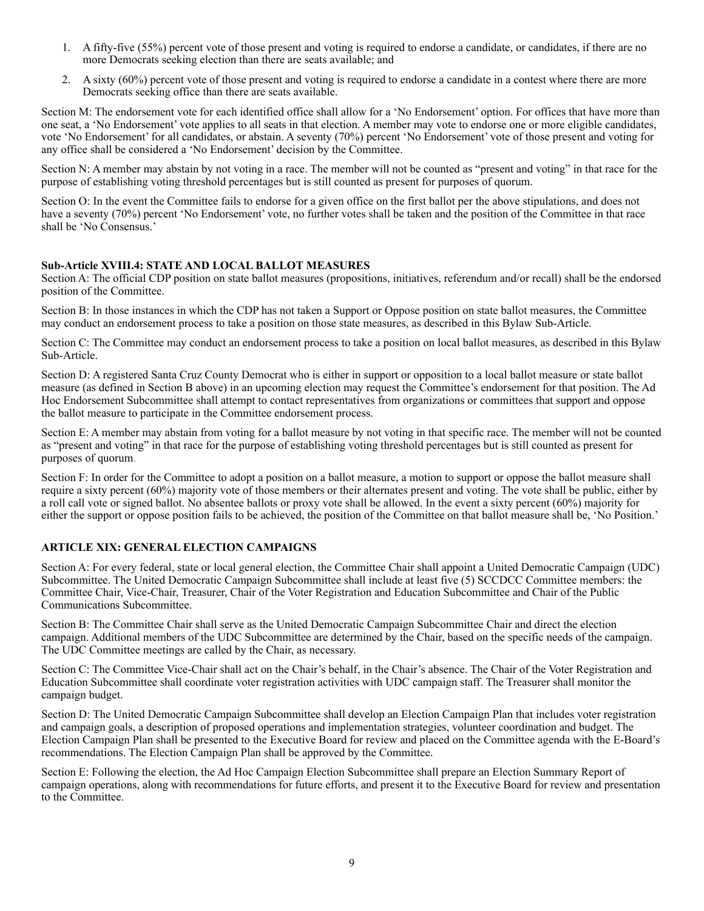1. A fifty-five (55%) percent vote of those present and voting is required to endorse a candidate, or candidates, if there are no more Democrats seeking election than there are seats available; and
2. A sixty (60%) percent vote of those present and voting is required to endorse a candidate in a contest where there are more Democrats seeking office than there are seats available.

Section M: The endorsement vote for each identified office shall allow for a 'No Endorsement' option. For offices that have more than one seat, a 'No Endorsement' vote applies to all seats in that election. A member may vote to endorse one or more eligible candidates, vote 'No Endorsement' for all candidates, or abstain. A seventy (70%) percent 'No Endorsement' vote of those present and voting for any office shall be considered a 'No Endorsement' decision by the Committee.

Section N: A member may abstain by not voting in a race. The member will not be counted as "present and voting" in that race for the purpose of establishing voting threshold percentages but is still counted as present for purposes of quorum.

Section O: In the event the Committee fails to endorse for a given office on the first ballot per the above stipulations, and does not have a seventy (70%) percent 'No Endorsement' vote, no further votes shall be taken and the position of the Committee in that race shall be 'No Consensus.'

**Sub-Article XVIII.4: STATE AND LOCAL BALLOT MEASURES**

Section A: The official CDP position on state ballot measures (propositions, initiatives, referendum and/or recall) shall be the endorsed position of the Committee.

Section B: In those instances in which the CDP has not taken a Support or Oppose position on state ballot measures, the Committee may conduct an endorsement process to take a position on those state measures, as described in this Bylaw Sub-Article.

Section C: The Committee may conduct an endorsement process to take a position on local ballot measures, as described in this Bylaw Sub-Article.

Section D: A registered Santa Cruz County Democrat who is either in support or opposition to a local ballot measure or state ballot measure (as defined in Section B above) in an upcoming election may request the Committee's endorsement for that position. The Ad Hoc Endorsement Subcommittee shall attempt to contact representatives from organizations or committees that support and oppose the ballot measure to participate in the Committee endorsement process.

Section E: A member may abstain from voting for a ballot measure by not voting in that specific race. The member will not be counted as "present and voting" in that race for the purpose of establishing voting threshold percentages but is still counted as present for purposes of quorum.

Section F: In order for the Committee to adopt a position on a ballot measure, a motion to support or oppose the ballot measure shall require a sixty percent (60%) majority vote of those members or their alternates present and voting. The vote shall be public, either by a roll call vote or signed ballot. No absentee ballots or proxy vote shall be allowed. In the event a sixty percent (60%) majority for either the support or oppose position fails to be achieved, the position of the Committee on that ballot measure shall be, 'No Position.'

**ARTICLE XIX: GENERAL ELECTION CAMPAIGNS**

Section A: For every federal, state or local general election, the Committee Chair shall appoint a United Democratic Campaign (UDC) Subcommittee. The United Democratic Campaign Subcommittee shall include at least five (5) SCCDCC Committee members: the Committee Chair, Vice-Chair, Treasurer, Chair of the Voter Registration and Education Subcommittee and Chair of the Public Communications Subcommittee.

Section B: The Committee Chair shall serve as the United Democratic Campaign Subcommittee Chair and direct the election campaign. Additional members of the UDC Subcommittee are determined by the Chair, based on the specific needs of the campaign. The UDC Committee meetings are called by the Chair, as necessary.

Section C: The Committee Vice-Chair shall act on the Chair's behalf, in the Chair's absence. The Chair of the Voter Registration and Education Subcommittee shall coordinate voter registration activities with UDC campaign staff. The Treasurer shall monitor the campaign budget.

Section D: The United Democratic Campaign Subcommittee shall develop an Election Campaign Plan that includes voter registration and campaign goals, a description of proposed operations and implementation strategies, volunteer coordination and budget. The Election Campaign Plan shall be presented to the Executive Board for review and placed on the Committee agenda with the E-Board's recommendations. The Election Campaign Plan shall be approved by the Committee.

Section E: Following the election, the Ad Hoc Campaign Election Subcommittee shall prepare an Election Summary Report of campaign operations, along with recommendations for future efforts, and present it to the Executive Board for review and presentation to the Committee.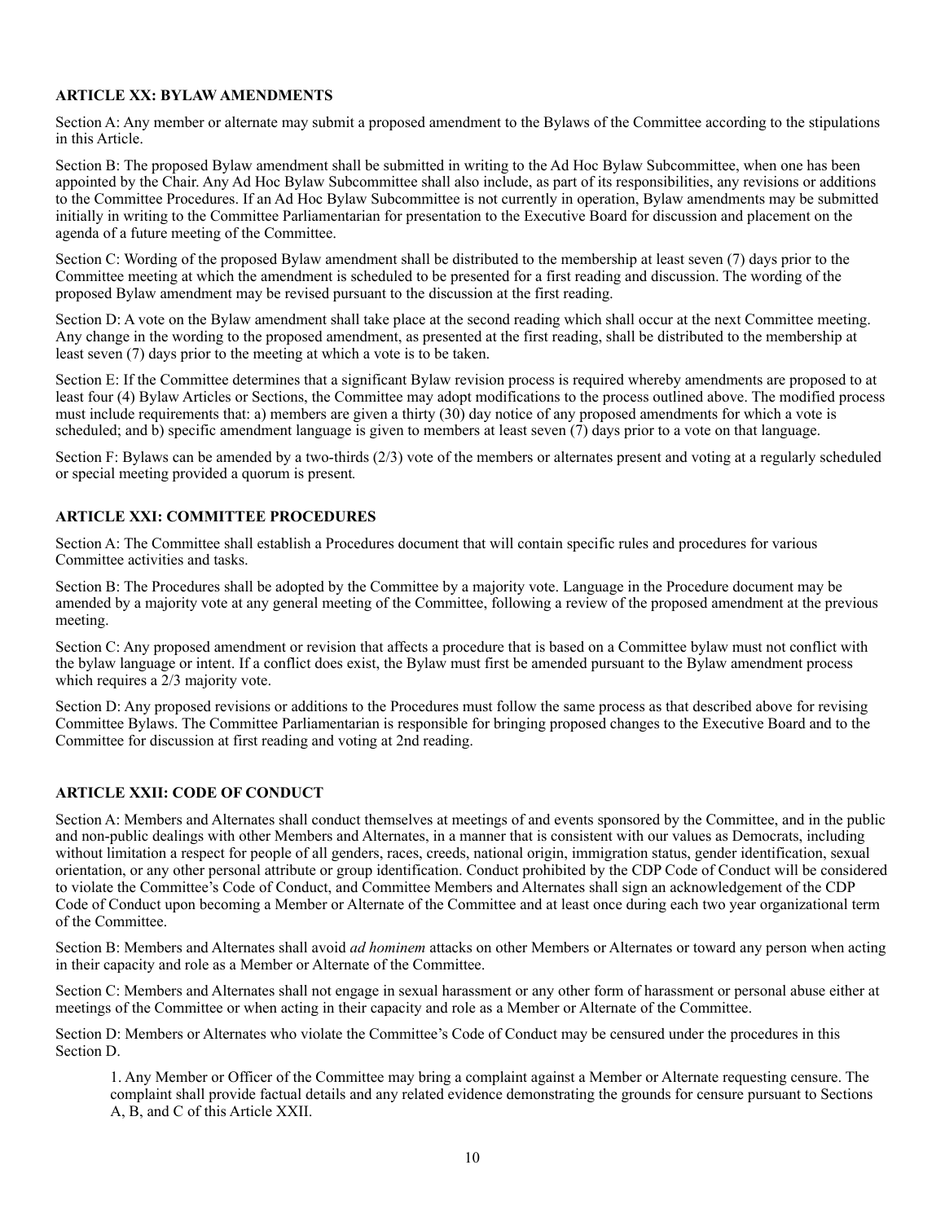**ARTICLE XX: BYLAW AMENDMENTS**

Section A: Any member or alternate may submit a proposed amendment to the Bylaws of the Committee according to the stipulations in this Article.

Section B: The proposed Bylaw amendment shall be submitted in writing to the Ad Hoc Bylaw Subcommittee, when one has been appointed by the Chair. Any Ad Hoc Bylaw Subcommittee shall also include, as part of its responsibilities, any revisions or additions to the Committee Procedures. If an Ad Hoc Bylaw Subcommittee is not currently in operation, Bylaw amendments may be submitted initially in writing to the Committee Parliamentarian for presentation to the Executive Board for discussion and placement on the agenda of a future meeting of the Committee.

Section C: Wording of the proposed Bylaw amendment shall be distributed to the membership at least seven (7) days prior to the Committee meeting at which the amendment is scheduled to be presented for a first reading and discussion. The wording of the proposed Bylaw amendment may be revised pursuant to the discussion at the first reading.

Section D: A vote on the Bylaw amendment shall take place at the second reading which shall occur at the next Committee meeting. Any change in the wording to the proposed amendment, as presented at the first reading, shall be distributed to the membership at least seven (7) days prior to the meeting at which a vote is to be taken.

Section E: If the Committee determines that a significant Bylaw revision process is required whereby amendments are proposed to at least four (4) Bylaw Articles or Sections, the Committee may adopt modifications to the process outlined above. The modified process must include requirements that: a) members are given a thirty (30) day notice of any proposed amendments for which a vote is scheduled; and b) specific amendment language is given to members at least seven (7) days prior to a vote on that language.

Section F: Bylaws can be amended by a two-thirds (2/3) vote of the members or alternates present and voting at a regularly scheduled or special meeting provided a quorum is present.

**ARTICLE XXI: COMMITTEE PROCEDURES**

Section A: The Committee shall establish a Procedures document that will contain specific rules and procedures for various Committee activities and tasks.

Section B: The Procedures shall be adopted by the Committee by a majority vote. Language in the Procedure document may be amended by a majority vote at any general meeting of the Committee, following a review of the proposed amendment at the previous meeting.

Section C: Any proposed amendment or revision that affects a procedure that is based on a Committee bylaw must not conflict with the bylaw language or intent. If a conflict does exist, the Bylaw must first be amended pursuant to the Bylaw amendment process which requires a 2/3 majority vote.

Section D: Any proposed revisions or additions to the Procedures must follow the same process as that described above for revising Committee Bylaws. The Committee Parliamentarian is responsible for bringing proposed changes to the Executive Board and to the Committee for discussion at first reading and voting at 2nd reading.

**ARTICLE XXII: CODE OF CONDUCT**

Section A: Members and Alternates shall conduct themselves at meetings of and events sponsored by the Committee, and in the public and non-public dealings with other Members and Alternates, in a manner that is consistent with our values as Democrats, including without limitation a respect for people of all genders, races, creeds, national origin, immigration status, gender identification, sexual orientation, or any other personal attribute or group identification. Conduct prohibited by the CDP Code of Conduct will be considered to violate the Committee's Code of Conduct, and Committee Members and Alternates shall sign an acknowledgement of the CDP Code of Conduct upon becoming a Member or Alternate of the Committee and at least once during each two year organizational term of the Committee.

Section B: Members and Alternates shall avoid *ad hominem* attacks on other Members or Alternates or toward any person when acting in their capacity and role as a Member or Alternate of the Committee.

Section C: Members and Alternates shall not engage in sexual harassment or any other form of harassment or personal abuse either at meetings of the Committee or when acting in their capacity and role as a Member or Alternate of the Committee.

Section D: Members or Alternates who violate the Committee's Code of Conduct may be censured under the procedures in this Section D.

1. Any Member or Officer of the Committee may bring a complaint against a Member or Alternate requesting censure. The complaint shall provide factual details and any related evidence demonstrating the grounds for censure pursuant to Sections A, B, and C of this Article XXII.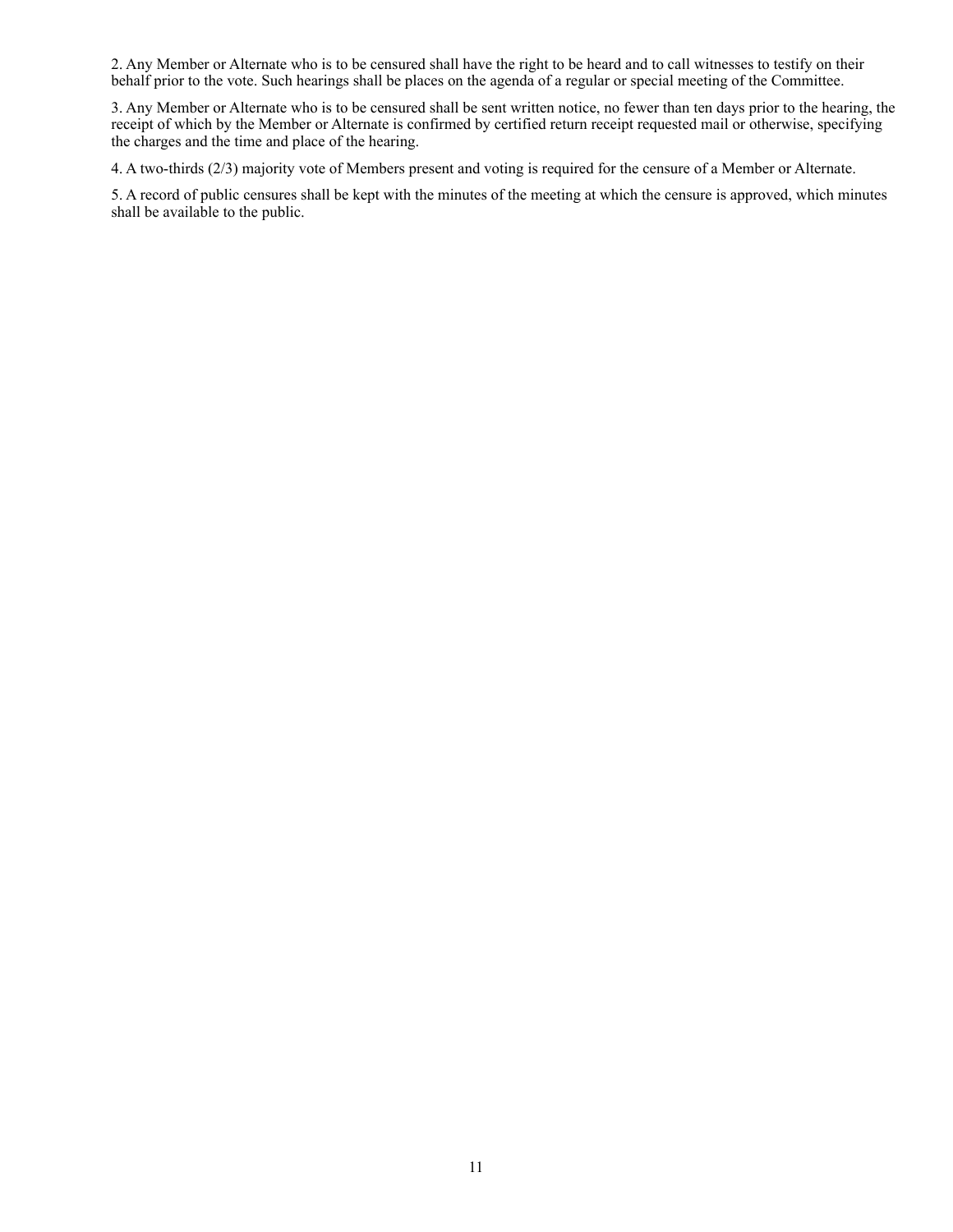2. Any Member or Alternate who is to be censured shall have the right to be heard and to call witnesses to testify on their behalf prior to the vote. Such hearings shall be places on the agenda of a regular or special meeting of the Committee.

3. Any Member or Alternate who is to be censured shall be sent written notice, no fewer than ten days prior to the hearing, the receipt of which by the Member or Alternate is confirmed by certified return receipt requested mail or otherwise, specifying the charges and the time and place of the hearing.

4. A two-thirds (2/3) majority vote of Members present and voting is required for the censure of a Member or Alternate.

5. A record of public censures shall be kept with the minutes of the meeting at which the censure is approved, which minutes shall be available to the public.